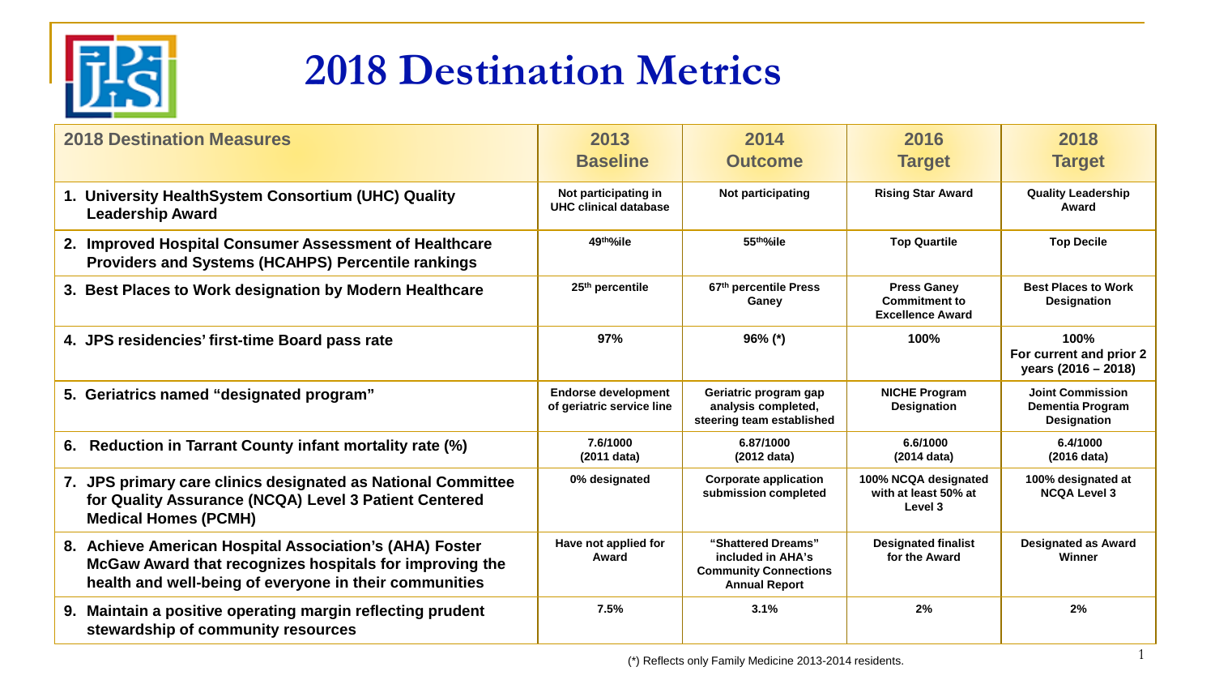# 2018 Destination Metrics

| 2018 Destination Measures | 2013 Baseline | 2014 Outcome | 2016 Target | 2018 Target |
|---|---|---|---|---|
| 1. University HealthSystem Consortium (UHC) Quality Leadership Award | Not participating in UHC clinical database | Not participating | Rising Star Award | Quality Leadership Award |
| 2. Improved Hospital Consumer Assessment of Healthcare Providers and Systems (HCAHPS) Percentile rankings | 49th%ile | 55th%ile | Top Quartile | Top Decile |
| 3. Best Places to Work designation by Modern Healthcare | 25th percentile | 67th percentile Press Ganey | Press Ganey Commitment to Excellence Award | Best Places to Work Designation |
| 4. JPS residencies' first-time Board pass rate | 97% | 96% (*) | 100% | 100% For current and prior 2 years (2016 – 2018) |
| 5. Geriatrics named "designated program" | Endorse development of geriatric service line | Geriatric program gap analysis completed, steering team established | NICHE Program Designation | Joint Commission Dementia Program Designation |
| 6. Reduction in Tarrant County infant mortality rate (%) | 7.6/1000 (2011 data) | 6.87/1000 (2012 data) | 6.6/1000 (2014 data) | 6.4/1000 (2016 data) |
| 7. JPS primary care clinics designated as National Committee for Quality Assurance (NCQA) Level 3 Patient Centered Medical Homes (PCMH) | 0% designated | Corporate application submission completed | 100% NCQA designated with at least 50% at Level 3 | 100% designated at NCQA Level 3 |
| 8. Achieve American Hospital Association's (AHA) Foster McGaw Award that recognizes hospitals for improving the health and well-being of everyone in their communities | Have not applied for Award | "Shattered Dreams" included in AHA's Community Connections Annual Report | Designated finalist for the Award | Designated as Award Winner |
| 9. Maintain a positive operating margin reflecting prudent stewardship of community resources | 7.5% | 3.1% | 2% | 2% |

(*) Reflects only Family Medicine 2013-2014 residents.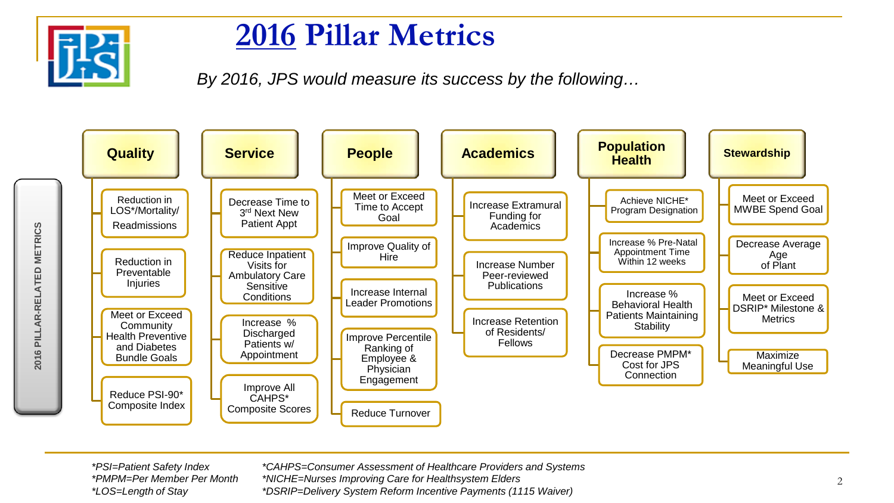# 2016 Pillar Metrics

*By 2016, JPS would measure its success by the following…*

**2016 PILLAR-RELATED METRICS**

## Quality

- Reduction in LOS*/Mortality/ Readmissions
- Reduction in Preventable Injuries
- Meet or Exceed Community Health Preventive and Diabetes Bundle Goals
- Reduce PSI-90* Composite Index

## Service

- Decrease Time to 3rd Next New Patient Appt
- Reduce Inpatient Visits for Ambulatory Care Sensitive Conditions
- Increase % Discharged Patients w/ Appointment
- Improve All CAHPS* Composite Scores

## People

- Meet or Exceed Time to Accept Goal
- Improve Quality of Hire
- Increase Internal Leader Promotions
- Improve Percentile Ranking of Employee & Physician Engagement
- Reduce Turnover

## Academics

- Increase Extramural Funding for Academics
- Increase Number Peer-reviewed Publications
- Increase Retention of Residents/ Fellows

## Population Health

- Achieve NICHE* Program Designation
- Increase % Pre-Natal Appointment Time Within 12 weeks
- Increase % Behavioral Health Patients Maintaining Stability
- Decrease PMPM* Cost for JPS Connection

## Stewardship

- Meet or Exceed MWBE Spend Goal
- Decrease Average Age of Plant
- Meet or Exceed DSRIP* Milestone & Metrics
- Maximize Meaningful Use

*PSI=Patient Safety Index
*PMPM=Per Member Per Month
*LOS=Length of Stay
*CAHPS=Consumer Assessment of Healthcare Providers and Systems
*NICHE=Nurses Improving Care for Healthsystem Elders
*DSRIP=Delivery System Reform Incentive Payments (1115 Waiver)